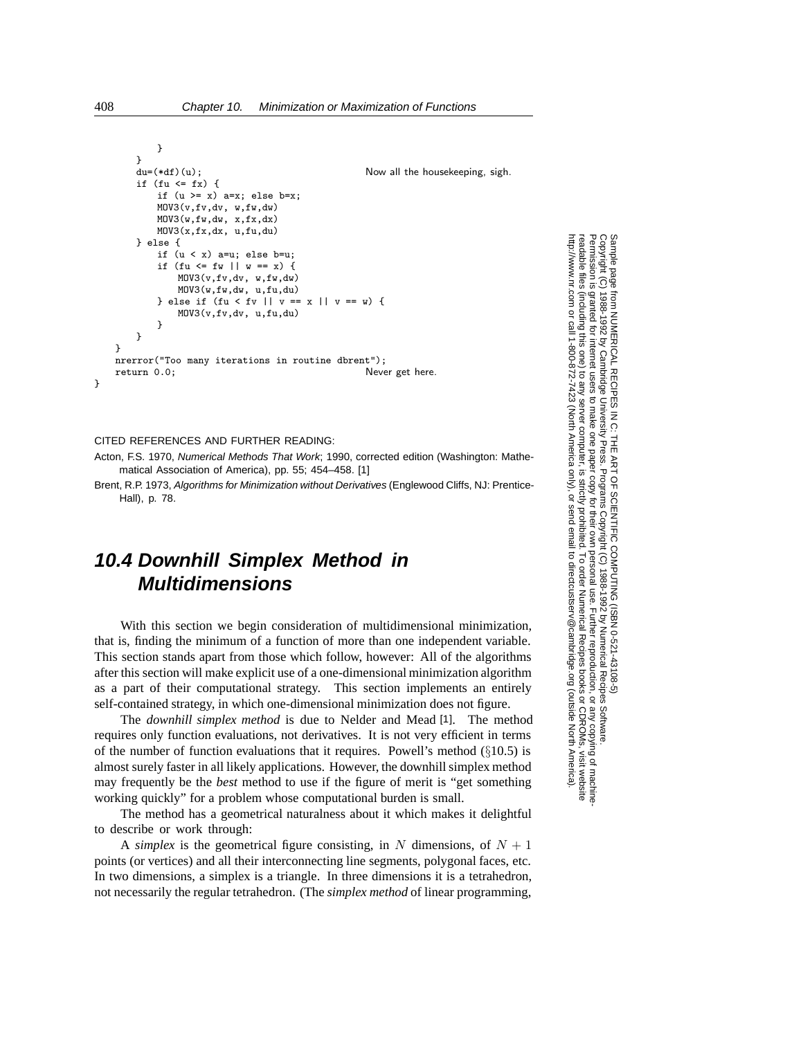```
            }
        }
        du=(*df)(u);                                    Now all the housekeeping, sigh.
        if (fu <= fx) {
            if (u >= x) a=x; else b=x;
            MOV3(v,fv,dv, w,fw,dw)
            MOV3(w,fw,dw, x,fx,dx)
            MOV3(x,fx,dx, u,fu,du)
        } else {
            if (u < x) a=u; else b=u;
            if (fu <= fw || w == x) {
                MOV3(v,fv,dv, w,fw,dw)
                MOV3(w,fw,dw, u,fu,du)
            } else if (fu < fv || v == x || v == w) {
                MOV3(v,fv,dv, u,fu,du)
            }
        }
    }
    nrerror("Too many iterations in routine dbrent");
    return 0.0;                                     Never get here.
}
```

CITED REFERENCES AND FURTHER READING:

Acton, F.S. 1970, *Numerical Methods That Work*; 1990, corrected edition (Washington: Mathematical Association of America), pp. 55; 454–458. [1]

Brent, R.P. 1973, *Algorithms for Minimization without Derivatives* (Englewood Cliffs, NJ: Prentice-Hall), p. 78.

## 10.4 Downhill Simplex Method in Multidimensions

With this section we begin consideration of multidimensional minimization, that is, finding the minimum of a function of more than one independent variable. This section stands apart from those which follow, however: All of the algorithms after this section will make explicit use of a one-dimensional minimization algorithm as a part of their computational strategy. This section implements an entirely self-contained strategy, in which one-dimensional minimization does not figure.

The *downhill simplex method* is due to Nelder and Mead [1]. The method requires only function evaluations, not derivatives. It is not very efficient in terms of the number of function evaluations that it requires. Powell's method (§10.5) is almost surely faster in all likely applications. However, the downhill simplex method may frequently be the *best* method to use if the figure of merit is "get something working quickly" for a problem whose computational burden is small.

The method has a geometrical naturalness about it which makes it delightful to describe or work through:

A *simplex* is the geometrical figure consisting, in $N$ dimensions, of $N + 1$ points (or vertices) and all their interconnecting line segments, polygonal faces, etc. In two dimensions, a simplex is a triangle. In three dimensions it is a tetrahedron, not necessarily the regular tetrahedron. (The *simplex method* of linear programming,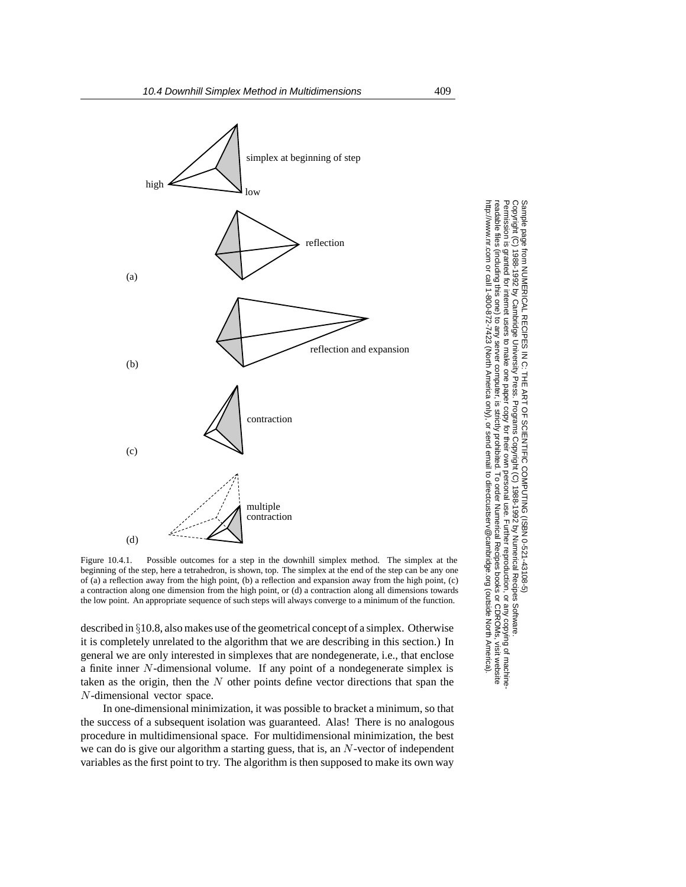Figure 10.4.1. Possible outcomes for a step in the downhill simplex method. The simplex at the beginning of the step, here a tetrahedron, is shown, top. The simplex at the end of the step can be any one of (a) a reflection away from the high point, (b) a reflection and expansion away from the high point, (c) a contraction along one dimension from the high point, or (d) a contraction along all dimensions towards the low point. An appropriate sequence of such steps will always converge to a minimum of the function.

described in §10.8, also makes use of the geometrical concept of a simplex. Otherwise it is completely unrelated to the algorithm that we are describing in this section.) In general we are only interested in simplexes that are nondegenerate, i.e., that enclose a finite inner $N$-dimensional volume. If any point of a nondegenerate simplex is taken as the origin, then the $N$ other points define vector directions that span the $N$-dimensional vector space.

In one-dimensional minimization, it was possible to bracket a minimum, so that the success of a subsequent isolation was guaranteed. Alas! There is no analogous procedure in multidimensional space. For multidimensional minimization, the best we can do is give our algorithm a starting guess, that is, an $N$-vector of independent variables as the first point to try. The algorithm is then supposed to make its own way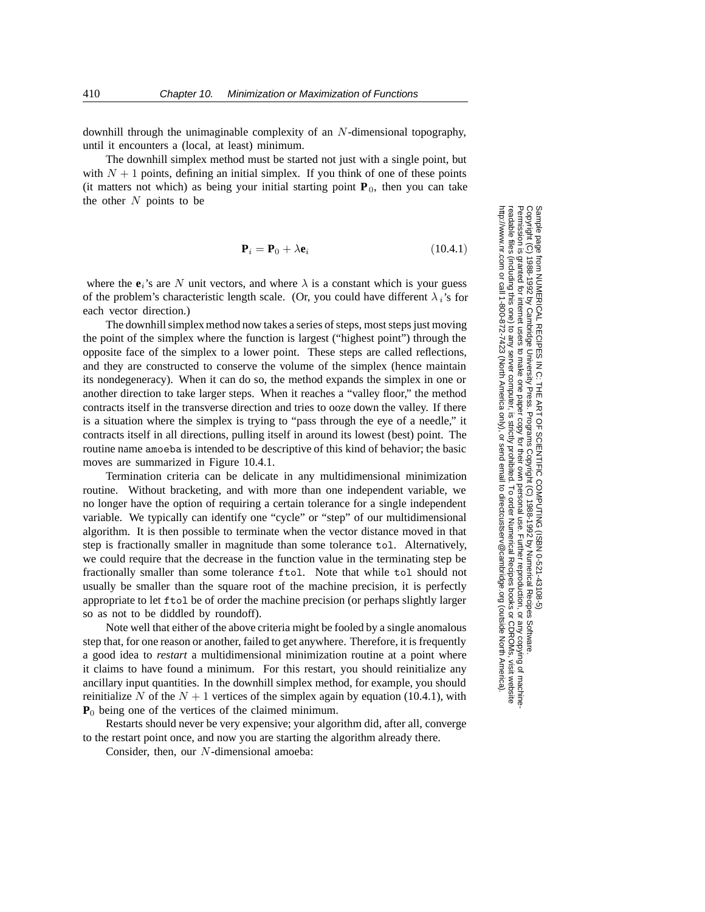downhill through the unimaginable complexity of an $N$-dimensional topography, until it encounters a (local, at least) minimum.

The downhill simplex method must be started not just with a single point, but with $N + 1$ points, defining an initial simplex. If you think of one of these points (it matters not which) as being your initial starting point $\mathbf{P}_0$, then you can take the other $N$ points to be

$$\mathbf{P}_i = \mathbf{P}_0 + \lambda \mathbf{e}_i \tag{10.4.1}$$

where the $\mathbf{e}_i$'s are $N$ unit vectors, and where $\lambda$ is a constant which is your guess of the problem's characteristic length scale. (Or, you could have different $\lambda_i$'s for each vector direction.)

The downhill simplex method now takes a series of steps, most steps just moving the point of the simplex where the function is largest ("highest point") through the opposite face of the simplex to a lower point. These steps are called reflections, and they are constructed to conserve the volume of the simplex (hence maintain its nondegeneracy). When it can do so, the method expands the simplex in one or another direction to take larger steps. When it reaches a "valley floor," the method contracts itself in the transverse direction and tries to ooze down the valley. If there is a situation where the simplex is trying to "pass through the eye of a needle," it contracts itself in all directions, pulling itself in around its lowest (best) point. The routine name `amoeba` is intended to be descriptive of this kind of behavior; the basic moves are summarized in Figure 10.4.1.

Termination criteria can be delicate in any multidimensional minimization routine. Without bracketing, and with more than one independent variable, we no longer have the option of requiring a certain tolerance for a single independent variable. We typically can identify one "cycle" or "step" of our multidimensional algorithm. It is then possible to terminate when the vector distance moved in that step is fractionally smaller in magnitude than some tolerance `tol`. Alternatively, we could require that the decrease in the function value in the terminating step be fractionally smaller than some tolerance `ftol`. Note that while `tol` should not usually be smaller than the square root of the machine precision, it is perfectly appropriate to let `ftol` be of order the machine precision (or perhaps slightly larger so as not to be diddled by roundoff).

Note well that either of the above criteria might be fooled by a single anomalous step that, for one reason or another, failed to get anywhere. Therefore, it is frequently a good idea to *restart* a multidimensional minimization routine at a point where it claims to have found a minimum. For this restart, you should reinitialize any ancillary input quantities. In the downhill simplex method, for example, you should reinitialize $N$ of the $N + 1$ vertices of the simplex again by equation (10.4.1), with $\mathbf{P}_0$ being one of the vertices of the claimed minimum.

Restarts should never be very expensive; your algorithm did, after all, converge to the restart point once, and now you are starting the algorithm already there.

Consider, then, our $N$-dimensional amoeba: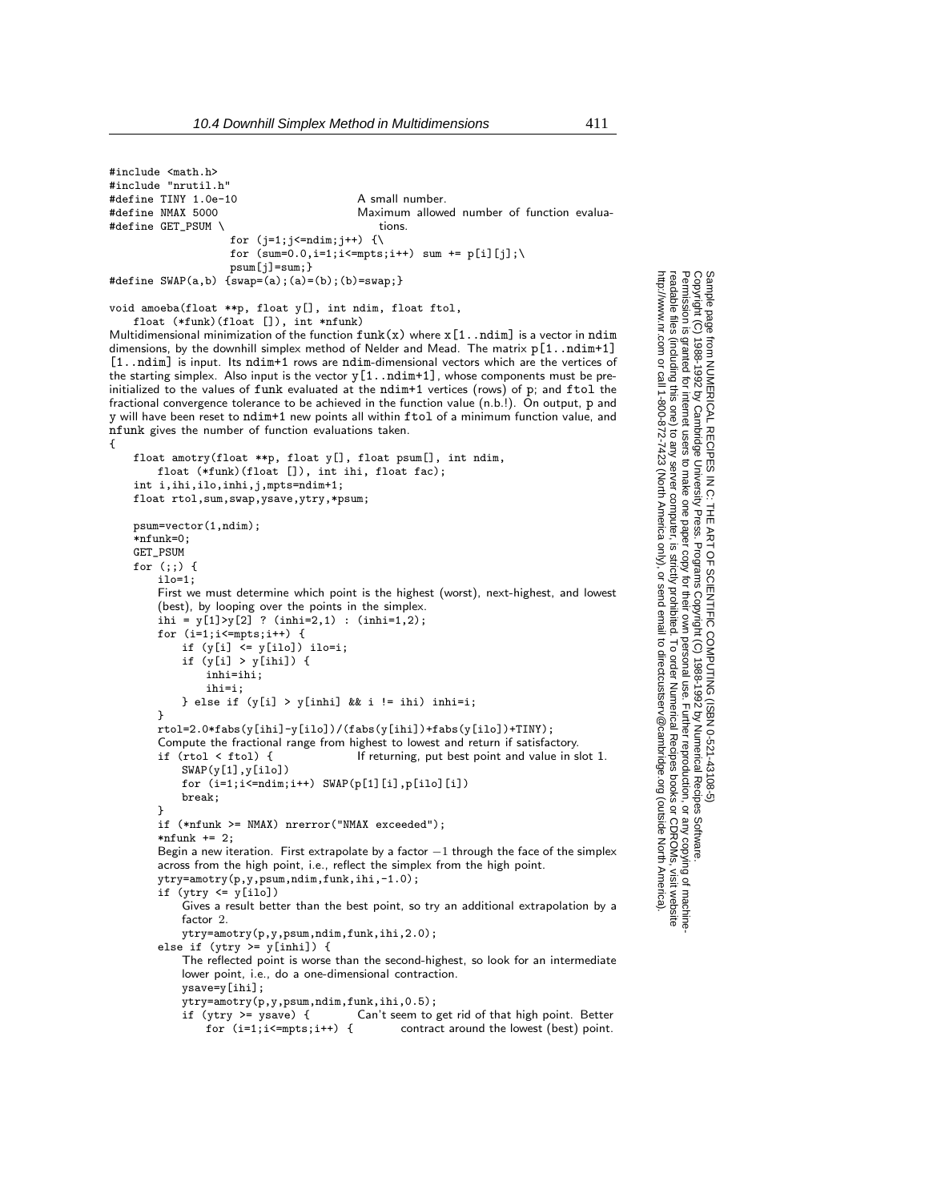```c
#include <math.h>
#include "nrutil.h"
#define TINY 1.0e-10                    A small number.
#define NMAX 5000                       Maximum allowed number of function evalua-
#define GET_PSUM \                          tions.
                  for (j=1;j<=ndim;j++) {\
                  for (sum=0.0,i=1;i<=mpts;i++) sum += p[i][j];\
                  psum[j]=sum;}
#define SWAP(a,b) {swap=(a);(a)=(b);(b)=swap;}

void amoeba(float **p, float y[], int ndim, float ftol,
    float (*funk)(float []), int *nfunk)
```

Multidimensional minimization of the function `funk(x)` where `x[1..ndim]` is a vector in `ndim` dimensions, by the downhill simplex method of Nelder and Mead. The matrix `p[1..ndim+1][1..ndim]` is input. Its `ndim+1` rows are `ndim`-dimensional vectors which are the vertices of the starting simplex. Also input is the vector `y[1..ndim+1]`, whose components must be pre-initialized to the values of `funk` evaluated at the `ndim+1` vertices (rows) of `p`; and `ftol` the fractional convergence tolerance to be achieved in the function value (n.b.!). On output, `p` and `y` will have been reset to `ndim+1` new points all within `ftol` of a minimum function value, and `nfunk` gives the number of function evaluations taken.

```c
{
    float amotry(float **p, float y[], float psum[], int ndim,
        float (*funk)(float []), int ihi, float fac);
    int i,ihi,ilo,inhi,j,mpts=ndim+1;
    float rtol,sum,swap,ysave,ytry,*psum;

    psum=vector(1,ndim);
    *nfunk=0;
    GET_PSUM
    for (;;) {
        ilo=1;
```

First we must determine which point is the highest (worst), next-highest, and lowest (best), by looping over the points in the simplex.

```c
        ihi = y[1]>y[2] ? (inhi=2,1) : (inhi=1,2);
        for (i=1;i<=mpts;i++) {
            if (y[i] <= y[ilo]) ilo=i;
            if (y[i] > y[ihi]) {
                inhi=ihi;
                ihi=i;
            } else if (y[i] > y[inhi] && i != ihi) inhi=i;
        }
        rtol=2.0*fabs(y[ihi]-y[ilo])/(fabs(y[ihi])+fabs(y[ilo])+TINY);
```

Compute the fractional range from highest to lowest and return if satisfactory.

```c
        if (rtol < ftol) {              If returning, put best point and value in slot 1.
            SWAP(y[1],y[ilo])
            for (i=1;i<=ndim;i++) SWAP(p[1][i],p[ilo][i])
            break;
        }
        if (*nfunk >= NMAX) nrerror("NMAX exceeded");
        *nfunk += 2;
```

Begin a new iteration. First extrapolate by a factor $-1$ through the face of the simplex across from the high point, i.e., reflect the simplex from the high point.

```c
        ytry=amotry(p,y,psum,ndim,funk,ihi,-1.0);
        if (ytry <= y[ilo])
```

Gives a result better than the best point, so try an additional extrapolation by a factor 2.

```c
            ytry=amotry(p,y,psum,ndim,funk,ihi,2.0);
        else if (ytry >= y[inhi]) {
```

The reflected point is worse than the second-highest, so look for an intermediate lower point, i.e., do a one-dimensional contraction.

```c
            ysave=y[ihi];
            ytry=amotry(p,y,psum,ndim,funk,ihi,0.5);
            if (ytry >= ysave) {        Can't seem to get rid of that high point. Better
                for (i=1;i<=mpts;i++) {         contract around the lowest (best) point.
```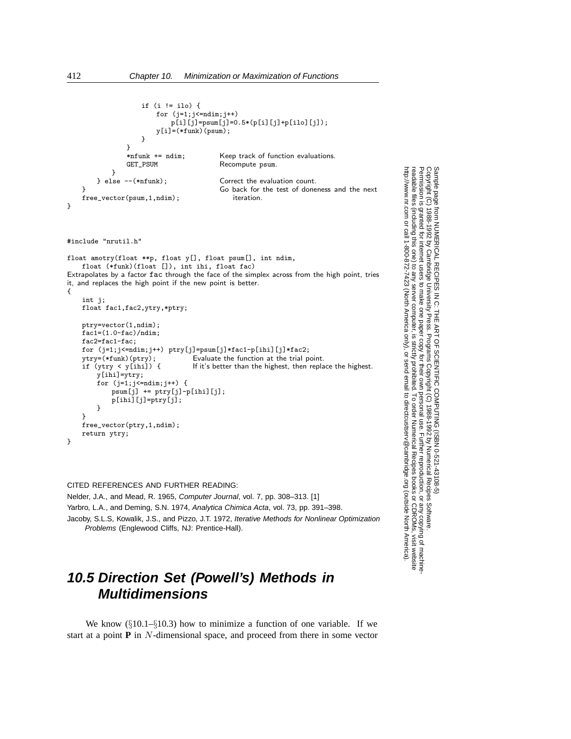```
                if (i != ilo) {
                    for (j=1;j<=ndim;j++)
                        p[i][j]=psum[j]=0.5*(p[i][j]+p[ilo][j]);
                    y[i]=(*funk)(psum);
                }
            }
            *nfunk += ndim;          Keep track of function evaluations.
            GET_PSUM                 Recompute psum.
        }
    } else --(*nfunk);               Correct the evaluation count.
}                                    Go back for the test of doneness and the next
free_vector(psum,1,ndim);                iteration.
}
```

```
#include "nrutil.h"

float amotry(float **p, float y[], float psum[], int ndim,
    float (*funk)(float []), int ihi, float fac)
```

Extrapolates by a factor fac through the face of the simplex across from the high point, tries it, and replaces the high point if the new point is better.

```
{
    int j;
    float fac1,fac2,ytry,*ptry;

    ptry=vector(1,ndim);
    fac1=(1.0-fac)/ndim;
    fac2=fac1-fac;
    for (j=1;j<=ndim;j++) ptry[j]=psum[j]*fac1-p[ihi][j]*fac2;
    ytry=(*funk)(ptry);          Evaluate the function at the trial point.
    if (ytry < y[ihi]) {         If it's better than the highest, then replace the highest.
        y[ihi]=ytry;
        for (j=1;j<=ndim;j++) {
            psum[j] += ptry[j]-p[ihi][j];
            p[ihi][j]=ptry[j];
        }
    }
    free_vector(ptry,1,ndim);
    return ytry;
}
```

CITED REFERENCES AND FURTHER READING:

Nelder, J.A., and Mead, R. 1965, *Computer Journal*, vol. 7, pp. 308–313. [1]

Yarbro, L.A., and Deming, S.N. 1974, *Analytica Chimica Acta*, vol. 73, pp. 391–398.

Jacoby, S.L.S, Kowalik, J.S., and Pizzo, J.T. 1972, *Iterative Methods for Nonlinear Optimization Problems* (Englewood Cliffs, NJ: Prentice-Hall).

## 10.5 Direction Set (Powell's) Methods in Multidimensions

We know (§10.1–§10.3) how to minimize a function of one variable. If we start at a point **P** in $N$-dimensional space, and proceed from there in some vector